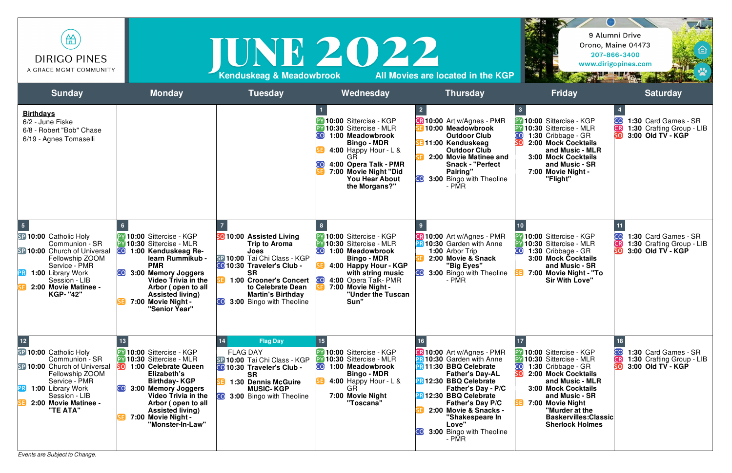DIRIGO PINES
A GRACE MGMT COMMUNITY

# JUNE 2022

Kenduskeag & Meadowbrook — All Movies are located in the KGP

9 Alumni Drive
Orono, Maine 04473
207-866-3400
www.dirigopines.com

| Sunday | Monday | Tuesday | Wednesday | Thursday | Friday | Saturday |
|---|---|---|---|---|---|---|
| **Birthdays**<br>6/2 - June Fiske<br>6/8 - Robert "Bob" Chase<br>6/19 - Agnes Tomaselli | | | 1<br>PY 10:00 Sittercise - KGP<br>PY 10:30 Sittercise - MLR<br>CO 1:00 **Meadowbrook Bingo - MDR**<br>SE 4:00 Happy Hour - L & GR<br>CO 4:00 **Opera Talk - PMR**<br>SE 7:00 **Movie Night "Did You Hear About the Morgans?"** | 2<br>CR 10:00 Art w/Agnes - PMR<br>SE 10:00 **Meadowbrook Outdoor Club**<br>SE 11:00 **Kenduskeag Outdoor Club**<br>SE 2:00 **Movie Matinee and Snack - "Perfect Pairing"**<br>CO 3:00 Bingo with Theoline - PMR | 3<br>PY 10:00 Sittercise - KGP<br>PY 10:30 Sittercise - MLR<br>CO 1:30 Cribbage - GR<br>SO 2:00 **Mock Cocktails and Music - MLR**<br>3:00 **Mock Cocktails and Music - SR**<br>7:00 **Movie Night - "Flight"** | 4<br>CO 1:30 Card Games - SR<br>CR 1:30 Crafting Group - LIB<br>SO 3:00 **Old TV - KGP** |
| 5<br>SP 10:00 Catholic Holy Communion - SR<br>SP 10:00 Church of Universal Fellowship ZOOM Service - PMR<br>PR 1:00 Library Work Session - LIB<br>SE 2:00 **Movie Matinee - KGP- "42"** | 6<br>PY 10:00 Sittercise - KGP<br>PY 10:30 Sittercise - MLR<br>CO 1:00 **Kenduskeag Re-learn Rummikub - PMR**<br>CO 3:00 **Memory Joggers Video Trivia in the Arbor ( open to all Assisted living)**<br>SE 7:00 **Movie Night - "Senior Year"** | 7<br>SO 10:00 **Assisted Living Trip to Aroma Joes**<br>SP 10:00 Tai Chi Class - KGP<br>CO 10:30 **Traveler's Club - SR**<br>SE 1:00 **Crooner's Concert to Celebrate Dean Martin's Birthday**<br>CO 3:00 Bingo with Theoline | 8<br>PY 10:00 Sittercise - KGP<br>PY 10:30 Sittercise - MLR<br>CO 1:00 **Meadowbrook Bingo - MDR**<br>SE 4:00 **Happy Hour - KGP with string music**<br>CO 4:00 Opera Talk- PMR<br>SE 7:00 **Movie Night - "Under the Tuscan Sun"** | 9<br>CR 10:00 Art w/Agnes - PMR<br>PR 10:30 Garden with Anne<br>1:00 Arbor Trip<br>SE 2:00 **Movie & Snack "Big Eyes"**<br>CO 3:00 Bingo with Theoline - PMR | 10<br>PY 10:00 Sittercise - KGP<br>PY 10:30 Sittercise - MLR<br>CO 1:30 Cribbage - GR<br>3:00 **Mock Cocktails and Music - SR**<br>SE 7:00 **Movie Night - "To Sir With Love"** | 11<br>CO 1:30 Card Games - SR<br>CR 1:30 Crafting Group - LIB<br>SO 3:00 **Old TV - KGP** |
| 12<br>SP 10:00 Catholic Holy Communion - SR<br>SP 10:00 Church of Universal Fellowship ZOOM Service - PMR<br>PR 1:00 Library Work Session - LIB<br>SE 2:00 **Movie Matinee - "TE ATA"** | 13<br>PY 10:00 Sittercise - KGP<br>PY 10:30 Sittercise - MLR<br>SO 1:00 **Celebrate Queen Elizabeth's Birthday- KGP**<br>CO 3:00 **Memory Joggers Video Trivia in the Arbor ( open to all Assisted living)**<br>SE 7:00 **Movie Night - "Monster-In-Law"** | 14 Flag Day<br>FLAG DAY<br>SP 10:00 Tai Chi Class - KGP<br>CO 10:30 **Traveler's Club - SR**<br>SE 1:30 **Dennis McGuire MUSIC- KGP**<br>CO 3:00 Bingo with Theoline | 15<br>PY 10:00 Sittercise - KGP<br>PY 10:30 Sittercise - MLR<br>CO 1:00 **Meadowbrook Bingo - MDR**<br>SE 4:00 Happy Hour - L & GR<br>7:00 **Movie Night "Toscana"** | 16<br>CR 10:00 Art w/Agnes - PMR<br>PR 10:30 Garden with Anne<br>PR 11:30 **BBQ Celebrate Father's Day-AL**<br>PR 12:30 **BBQ Celebrate Father's Day - P/C**<br>PR 12:30 **BBQ Celebrate Father's Day P/C**<br>SE 2:00 **Movie & Snacks - "Shakespeare In Love"**<br>CO 3:00 Bingo with Theoline - PMR | 17<br>PY 10:00 Sittercise - KGP<br>PY 10:30 Sittercise - MLR<br>CO 1:30 Cribbage - GR<br>SO 2:00 **Mock Cocktails and Music - MLR**<br>3:00 **Mock Cocktails and Music - SR**<br>SE 7:00 **Movie Night "Murder at the Baskervilles:Classic Sherlock Holmes** | 18<br>CO 1:30 Card Games - SR<br>CR 1:30 Crafting Group - LIB<br>SO 3:00 **Old TV - KGP** |

*Events are Subject to Change.*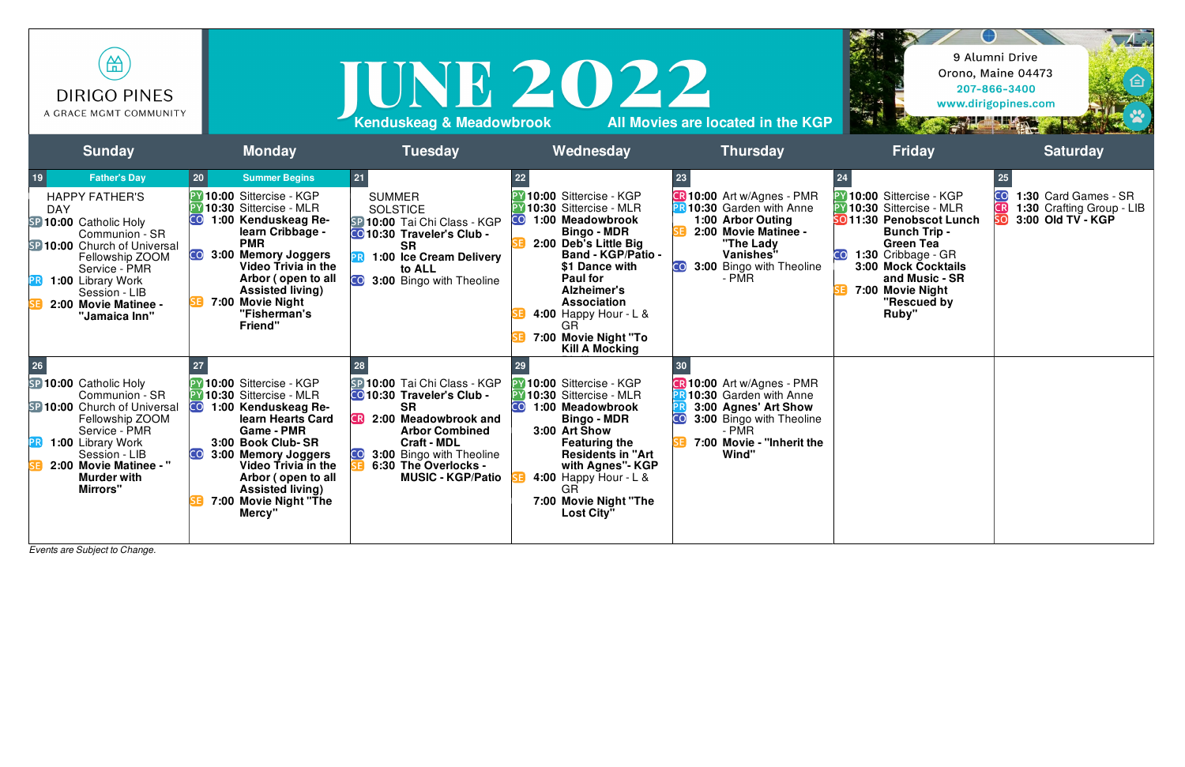DIRIGO PINES
A GRACE MGMT COMMUNITY

# JUNE 2022

Kenduskeag & Meadowbrook — All Movies are located in the KGP

9 Alumni Drive
Orono, Maine 04473
207-866-3400
www.dirigopines.com

| Sunday | Monday | Tuesday | Wednesday | Thursday | Friday | Saturday |
|---|---|---|---|---|---|---|
| 19 **Father's Day**<br>HAPPY FATHER'S DAY<br>SP **10:00** Catholic Holy Communion - SR<br>SP **10:00** Church of Universal Fellowship ZOOM Service - PMR<br>PR **1:00** Library Work Session - LIB<br>SE **2:00 Movie Matinee - "Jamaica Inn"** | 20 **Summer Begins**<br>PY **10:00** Sittercise - KGP<br>PY **10:30** Sittercise - MLR<br>CO **1:00 Kenduskeag Re-learn Cribbage - PMR**<br>CO **3:00 Memory Joggers Video Trivia in the Arbor ( open to all Assisted living)**<br>SE **7:00 Movie Night "Fisherman's Friend"** | 21<br>SUMMER SOLSTICE<br>SP **10:00** Tai Chi Class - KGP<br>CO **10:30 Traveler's Club - SR**<br>PR **1:00 Ice Cream Delivery to ALL**<br>CO **3:00** Bingo with Theoline | 22<br>PY **10:00** Sittercise - KGP<br>PY **10:30** Sittercise - MLR<br>CO **1:00 Meadowbrook Bingo - MDR**<br>SE **2:00 Deb's Little Big Band - KGP/Patio - $1 Dance with Paul for Alzheimer's Association**<br>SE **4:00** Happy Hour - L & GR<br>SE **7:00 Movie Night "To Kill A Mocking** | 23<br>CR **10:00** Art w/Agnes - PMR<br>PR **10:30** Garden with Anne<br>**1:00 Arbor Outing**<br>SE **2:00 Movie Matinee - "The Lady Vanishes"**<br>CO **3:00** Bingo with Theoline - PMR | 24<br>PY **10:00** Sittercise - KGP<br>PY **10:30** Sittercise - MLR<br>SO **11:30 Penobscot Lunch Bunch Trip - Green Tea**<br>CO **1:30** Cribbage - GR<br>**3:00 Mock Cocktails and Music - SR**<br>SE **7:00 Movie Night "Rescued by Ruby"** | 25<br>CO **1:30** Card Games - SR<br>CR **1:30** Crafting Group - LIB<br>SO **3:00 Old TV - KGP** |
| 26<br>SP **10:00** Catholic Holy Communion - SR<br>SP **10:00** Church of Universal Fellowship ZOOM Service - PMR<br>PR **1:00** Library Work Session - LIB<br>SE **2:00 Movie Matinee - " Murder with Mirrors"** | 27<br>PY **10:00** Sittercise - KGP<br>PY **10:30** Sittercise - MLR<br>CO **1:00 Kenduskeag Re-learn Hearts Card Game - PMR**<br>**3:00 Book Club- SR**<br>CO **3:00 Memory Joggers Video Trivia in the Arbor ( open to all Assisted living)**<br>SE **7:00** Movie Night **"The Mercy"** | 28<br>SP **10:00** Tai Chi Class - KGP<br>CO **10:30 Traveler's Club - SR**<br>CR **2:00 Meadowbrook and Arbor Combined Craft - MDL**<br>CO **3:00** Bingo with Theoline<br>SE **6:30 The Overlocks - MUSIC - KGP/Patio** | 29<br>PY **10:00** Sittercise - KGP<br>PY **10:30** Sittercise - MLR<br>CO **1:00 Meadowbrook Bingo - MDR**<br>**3:00 Art Show Featuring the Residents in "Art with Agnes"- KGP**<br>SE **4:00** Happy Hour - L & GR<br>**7:00 Movie Night "The Lost City"** | 30<br>CR **10:00** Art w/Agnes - PMR<br>PR **10:30** Garden with Anne<br>PR **3:00 Agnes' Art Show**<br>CO **3:00** Bingo with Theoline - PMR<br>SE **7:00 Movie - "Inherit the Wind"** | | |

*Events are Subject to Change.*